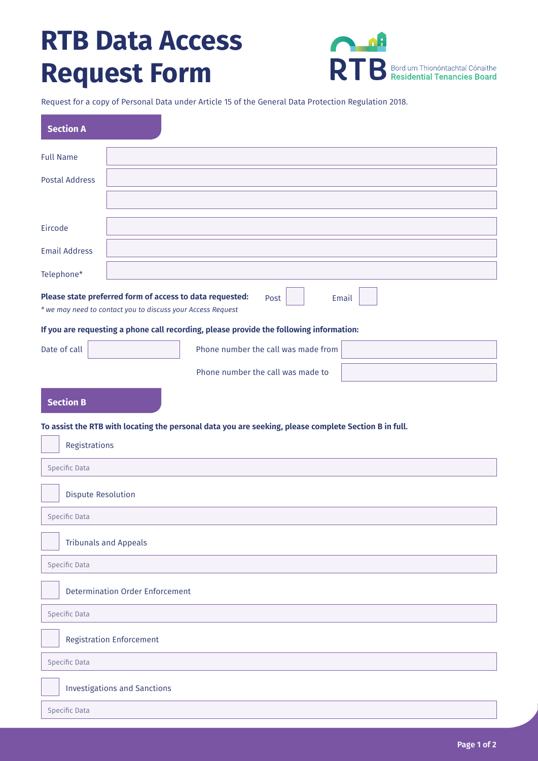# RTB Data Access Request Form

RTB Bord um Thionóntachtaí Cónaithe Residential Tenancies Board

Request for a copy of Personal Data under Article 15 of the General Data Protection Regulation 2018.

## Section A

Full Name

Postal Address

Eircode

Email Address

Telephone*

**Please state preferred form of access to data requested:** Post ☐ Email ☐

*\* we may need to contact you to discuss your Access Request*

**If you are requesting a phone call recording, please provide the following information:**

Date of call

Phone number the call was made from

Phone number the call was made to

## Section B

**To assist the RTB with locating the personal data you are seeking, please complete Section B in full.**

☐ Registrations

Specific Data

☐ Dispute Resolution

Specific Data

☐ Tribunals and Appeals

Specific Data

☐ Determination Order Enforcement

Specific Data

☐ Registration Enforcement

Specific Data

☐ Investigations and Sanctions

Specific Data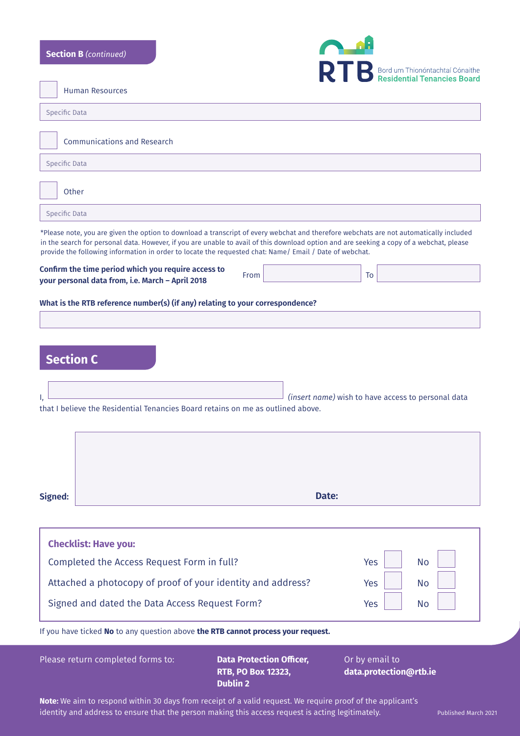## Section B *(continued)*

☐ Human Resources

Specific Data

☐ Communications and Research

Specific Data

☐ Other

Specific Data

*Please note, you are given the option to download a transcript of every webchat and therefore webchats are not automatically included in the search for personal data. However, if you are unable to avail of this download option and are seeking a copy of a webchat, please provide the following information in order to locate the requested chat: Name/ Email / Date of webchat.

**Confirm the time period which you require access to your personal data from, i.e. March – April 2018** From ______ To ______

**What is the RTB reference number(s) (if any) relating to your correspondence?**

______

## Section C

I, ______ *(insert name)* wish to have access to personal data that I believe the Residential Tenancies Board retains on me as outlined above.

**Signed:** ______ **Date:** ______

**Checklist: Have you:**

| | | |
|---|---|---|
| Completed the Access Request Form in full? | Yes ☐ | No ☐ |
| Attached a photocopy of proof of your identity and address? | Yes ☐ | No ☐ |
| Signed and dated the Data Access Request Form? | Yes ☐ | No ☐ |

If you have ticked **No** to any question above **the RTB cannot process your request.**

Please return completed forms to: **Data Protection Officer, RTB, PO Box 12323, Dublin 2**

Or by email to **data.protection@rtb.ie**

**Note:** We aim to respond within 30 days from receipt of a valid request. We require proof of the applicant's identity and address to ensure that the person making this access request is acting legitimately.

Published March 2021